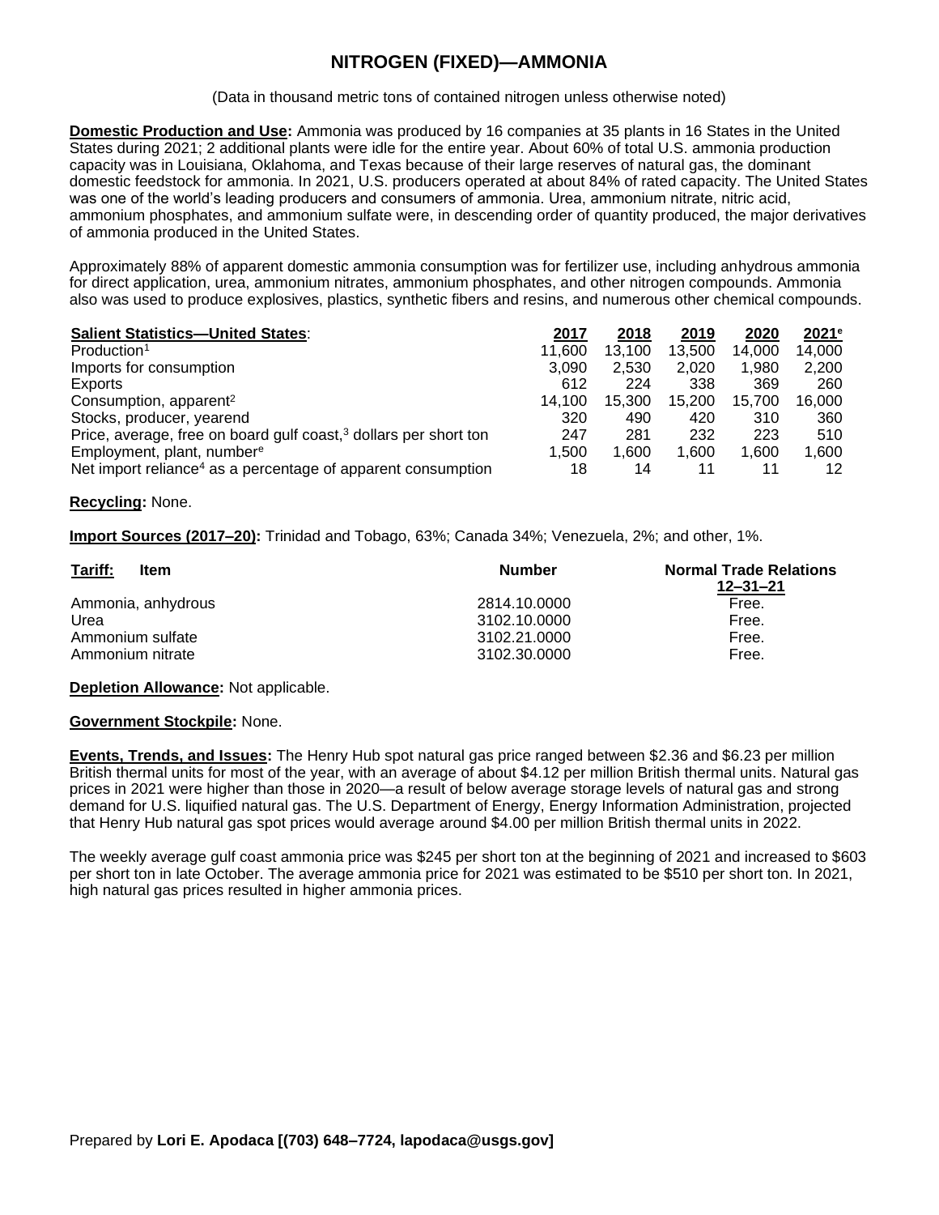# NITROGEN (FIXED)—AMMONIA

(Data in thousand metric tons of contained nitrogen unless otherwise noted)

**Domestic Production and Use:** Ammonia was produced by 16 companies at 35 plants in 16 States in the United States during 2021; 2 additional plants were idle for the entire year. About 60% of total U.S. ammonia production capacity was in Louisiana, Oklahoma, and Texas because of their large reserves of natural gas, the dominant domestic feedstock for ammonia. In 2021, U.S. producers operated at about 84% of rated capacity. The United States was one of the world's leading producers and consumers of ammonia. Urea, ammonium nitrate, nitric acid, ammonium phosphates, and ammonium sulfate were, in descending order of quantity produced, the major derivatives of ammonia produced in the United States.

Approximately 88% of apparent domestic ammonia consumption was for fertilizer use, including anhydrous ammonia for direct application, urea, ammonium nitrates, ammonium phosphates, and other nitrogen compounds. Ammonia also was used to produce explosives, plastics, synthetic fibers and resins, and numerous other chemical compounds.

| **Salient Statistics—United States**: | 2017 | 2018 | 2019 | 2020 | 2021[e] |
|---|---|---|---|---|---|
| Production[1] | 11,600 | 13,100 | 13,500 | 14,000 | 14,000 |
| Imports for consumption | 3,090 | 2,530 | 2,020 | 1,980 | 2,200 |
| Exports | 612 | 224 | 338 | 369 | 260 |
| Consumption, apparent[2] | 14,100 | 15,300 | 15,200 | 15,700 | 16,000 |
| Stocks, producer, yearend | 320 | 490 | 420 | 310 | 360 |
| Price, average, free on board gulf coast,[3] dollars per short ton | 247 | 281 | 232 | 223 | 510 |
| Employment, plant, number[e] | 1,500 | 1,600 | 1,600 | 1,600 | 1,600 |
| Net import reliance[4] as a percentage of apparent consumption | 18 | 14 | 11 | 11 | 12 |

**Recycling:** None.

**Import Sources (2017–20):** Trinidad and Tobago, 63%; Canada 34%; Venezuela, 2%; and other, 1%.

| **Tariff:** Item | Number | Normal Trade Relations 12–31–21 |
|---|---|---|
| Ammonia, anhydrous | 2814.10.0000 | Free. |
| Urea | 3102.10.0000 | Free. |
| Ammonium sulfate | 3102.21.0000 | Free. |
| Ammonium nitrate | 3102.30.0000 | Free. |

**Depletion Allowance:** Not applicable.

**Government Stockpile:** None.

**Events, Trends, and Issues:** The Henry Hub spot natural gas price ranged between \$2.36 and \$6.23 per million British thermal units for most of the year, with an average of about \$4.12 per million British thermal units. Natural gas prices in 2021 were higher than those in 2020—a result of below average storage levels of natural gas and strong demand for U.S. liquified natural gas. The U.S. Department of Energy, Energy Information Administration, projected that Henry Hub natural gas spot prices would average around \$4.00 per million British thermal units in 2022.

The weekly average gulf coast ammonia price was \$245 per short ton at the beginning of 2021 and increased to \$603 per short ton in late October. The average ammonia price for 2021 was estimated to be \$510 per short ton. In 2021, high natural gas prices resulted in higher ammonia prices.

Prepared by **Lori E. Apodaca [(703) 648–7724, lapodaca@usgs.gov]**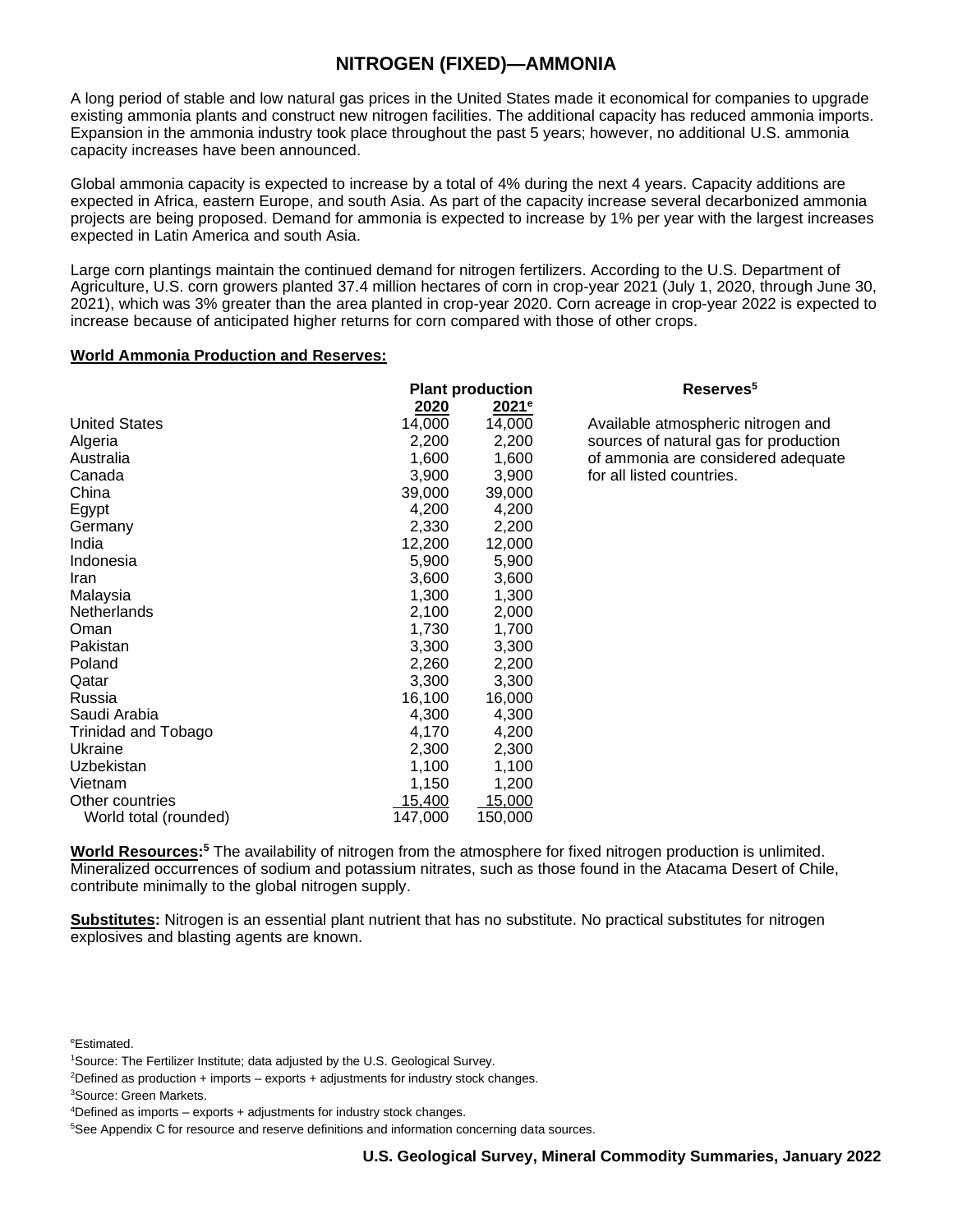# NITROGEN (FIXED)—AMMONIA

A long period of stable and low natural gas prices in the United States made it economical for companies to upgrade existing ammonia plants and construct new nitrogen facilities. The additional capacity has reduced ammonia imports. Expansion in the ammonia industry took place throughout the past 5 years; however, no additional U.S. ammonia capacity increases have been announced.

Global ammonia capacity is expected to increase by a total of 4% during the next 4 years. Capacity additions are expected in Africa, eastern Europe, and south Asia. As part of the capacity increase several decarbonized ammonia projects are being proposed. Demand for ammonia is expected to increase by 1% per year with the largest increases expected in Latin America and south Asia.

Large corn plantings maintain the continued demand for nitrogen fertilizers. According to the U.S. Department of Agriculture, U.S. corn growers planted 37.4 million hectares of corn in crop-year 2021 (July 1, 2020, through June 30, 2021), which was 3% greater than the area planted in crop-year 2020. Corn acreage in crop-year 2022 is expected to increase because of anticipated higher returns for corn compared with those of other crops.

**World Ammonia Production and Reserves:**

| | Plant production | | Reserves[5] |
|---|---|---|---|
| | 2020 | 2021[e] | |
| United States | 14,000 | 14,000 | Available atmospheric nitrogen and sources of natural gas for production of ammonia are considered adequate for all listed countries. |
| Algeria | 2,200 | 2,200 | |
| Australia | 1,600 | 1,600 | |
| Canada | 3,900 | 3,900 | |
| China | 39,000 | 39,000 | |
| Egypt | 4,200 | 4,200 | |
| Germany | 2,330 | 2,200 | |
| India | 12,200 | 12,000 | |
| Indonesia | 5,900 | 5,900 | |
| Iran | 3,600 | 3,600 | |
| Malaysia | 1,300 | 1,300 | |
| Netherlands | 2,100 | 2,000 | |
| Oman | 1,730 | 1,700 | |
| Pakistan | 3,300 | 3,300 | |
| Poland | 2,260 | 2,200 | |
| Qatar | 3,300 | 3,300 | |
| Russia | 16,100 | 16,000 | |
| Saudi Arabia | 4,300 | 4,300 | |
| Trinidad and Tobago | 4,170 | 4,200 | |
| Ukraine | 2,300 | 2,300 | |
| Uzbekistan | 1,100 | 1,100 | |
| Vietnam | 1,150 | 1,200 | |
| Other countries | 15,400 | 15,000 | |
| World total (rounded) | 147,000 | 150,000 | |

**World Resources:**[5] The availability of nitrogen from the atmosphere for fixed nitrogen production is unlimited. Mineralized occurrences of sodium and potassium nitrates, such as those found in the Atacama Desert of Chile, contribute minimally to the global nitrogen supply.

**Substitutes:** Nitrogen is an essential plant nutrient that has no substitute. No practical substitutes for nitrogen explosives and blasting agents are known.

[e]Estimated.

[1]Source: The Fertilizer Institute; data adjusted by the U.S. Geological Survey.

[2]Defined as production + imports – exports + adjustments for industry stock changes.

[3]Source: Green Markets.

[4]Defined as imports – exports + adjustments for industry stock changes.

[5]See Appendix C for resource and reserve definitions and information concerning data sources.